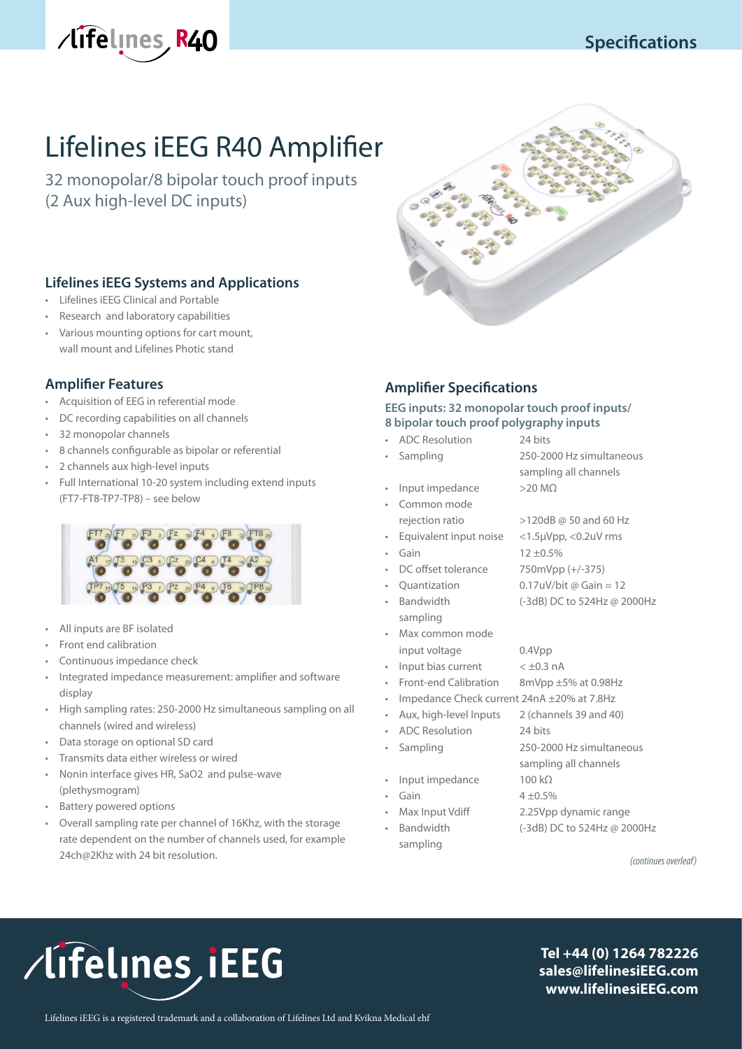# Lifelines iEEG R40 Amplifier

32 monopolar/8 bipolar touch proof inputs
(2 Aux high-level DC inputs)

## Lifelines iEEG Systems and Applications

- Lifelines iEEG Clinical and Portable
- Research and laboratory capabilities
- Various mounting options for cart mount, wall mount and Lifelines Photic stand

## Amplifier Features

- Acquisition of EEG in referential mode
- DC recording capabilities on all channels
- 32 monopolar channels
- 8 channels configurable as bipolar or referential
- 2 channels aux high-level inputs
- Full International 10-20 system including extend inputs (FT7-FT8-TP7-TP8) – see below
- All inputs are BF isolated
- Front end calibration
- Continuous impedance check
- Integrated impedance measurement: amplifier and software display
- High sampling rates: 250-2000 Hz simultaneous sampling on all channels (wired and wireless)
- Data storage on optional SD card
- Transmits data either wireless or wired
- Nonin interface gives HR, SaO2 and pulse-wave (plethysmogram)
- Battery powered options
- Overall sampling rate per channel of 16Khz, with the storage rate dependent on the number of channels used, for example 24ch@2Khz with 24 bit resolution.

## Amplifier Specifications

### EEG inputs: 32 monopolar touch proof inputs/ 8 bipolar touch proof polygraphy inputs

- ADC Resolution: 24 bits
- Sampling: 250-2000 Hz simultaneous sampling all channels
- Input impedance: >20 MΩ
- Common mode rejection ratio: >120dB @ 50 and 60 Hz
- Equivalent input noise: <1.5μVpp, <0.2uV rms
- Gain: 12 ±0.5%
- DC offset tolerance: 750mVpp (+/-375)
- Quantization: 0.17uV/bit @ Gain = 12
- Bandwidth sampling: (-3dB) DC to 524Hz @ 2000Hz
- Max common mode input voltage: 0.4Vpp
- Input bias current: < ±0.3 nA
- Front-end Calibration: 8mVpp ±5% at 0.98Hz
- Impedance Check current 24nA ±20% at 7.8Hz
- Aux, high-level Inputs: 2 (channels 39 and 40)
- ADC Resolution: 24 bits
- Sampling: 250-2000 Hz simultaneous sampling all channels
- Input impedance: 100 kΩ
- Gain: 4 ±0.5%
- Max Input Vdiff: 2.25Vpp dynamic range
- Bandwidth sampling: (-3dB) DC to 524Hz @ 2000Hz

*(continues overleaf)*

**Tel +44 (0) 1264 782226**
**sales@lifelinesiEEG.com**
**www.lifelinesiEEG.com**

Lifelines iEEG is a registered trademark and a collaboration of Lifelines Ltd and Kvikna Medical ehf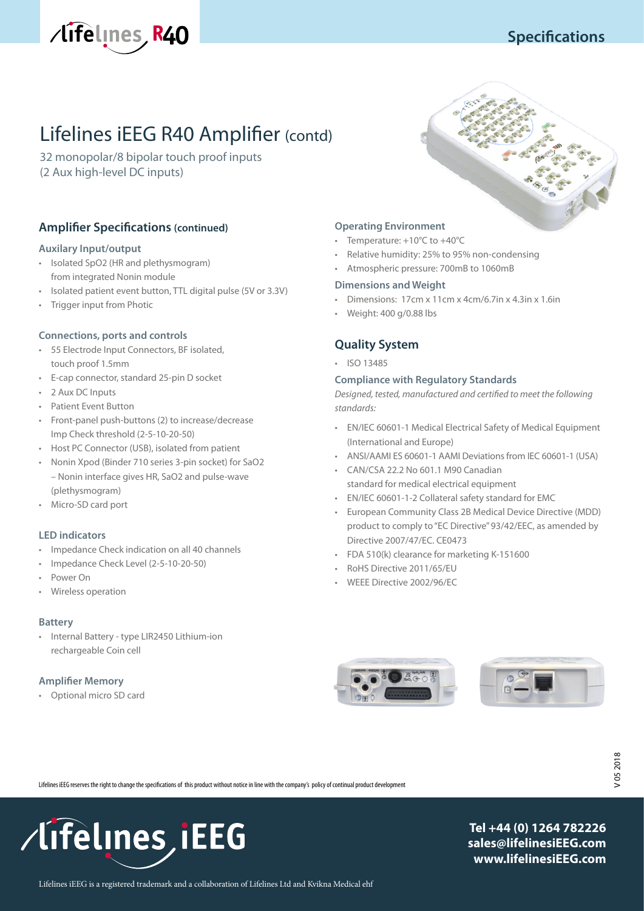# Lifelines iEEG R40 Amplifier (contd)

32 monopolar/8 bipolar touch proof inputs
(2 Aux high-level DC inputs)

## Amplifier Specifications (continued)

### Auxilary Input/output

- Isolated SpO2 (HR and plethysmogram) from integrated Nonin module
- Isolated patient event button, TTL digital pulse (5V or 3.3V)
- Trigger input from Photic

### Connections, ports and controls

- 55 Electrode Input Connectors, BF isolated, touch proof 1.5mm
- E-cap connector, standard 25-pin D socket
- 2 Aux DC Inputs
- Patient Event Button
- Front-panel push-buttons (2) to increase/decrease Imp Check threshold (2-5-10-20-50)
- Host PC Connector (USB), isolated from patient
- Nonin Xpod (Binder 710 series 3-pin socket) for SaO2 – Nonin interface gives HR, SaO2 and pulse-wave (plethysmogram)
- Micro-SD card port

### LED indicators

- Impedance Check indication on all 40 channels
- Impedance Check Level (2-5-10-20-50)
- Power On
- Wireless operation

### Battery

- Internal Battery - type LIR2450 Lithium-ion rechargeable Coin cell

### Amplifier Memory

- Optional micro SD card

### Operating Environment

- Temperature: +10°C to +40°C
- Relative humidity: 25% to 95% non-condensing
- Atmospheric pressure: 700mB to 1060mB

### Dimensions and Weight

- Dimensions: 17cm x 11cm x 4cm/6.7in x 4.3in x 1.6in
- Weight: 400 g/0.88 lbs

## Quality System

- ISO 13485

### Compliance with Regulatory Standards

*Designed, tested, manufactured and certified to meet the following standards:*

- EN/IEC 60601-1 Medical Electrical Safety of Medical Equipment (International and Europe)
- ANSI/AAMI ES 60601-1 AAMI Deviations from IEC 60601-1 (USA)
- CAN/CSA 22.2 No 601.1 M90 Canadian standard for medical electrical equipment
- EN/IEC 60601-1-2 Collateral safety standard for EMC
- European Community Class 2B Medical Device Directive (MDD) product to comply to "EC Directive" 93/42/EEC, as amended by Directive 2007/47/EC. CE0473
- FDA 510(k) clearance for marketing K-151600
- RoHS Directive 2011/65/EU
- WEEE Directive 2002/96/EC

V 05 2018

Lifelines iEEG reserves the right to change the specifications of this product without notice in line with the company's policy of continual product development

**Tel +44 (0) 1264 782226**
**sales@lifelinesiEEG.com**
**www.lifelinesiEEG.com**

Lifelines iEEG is a registered trademark and a collaboration of Lifelines Ltd and Kvikna Medical ehf